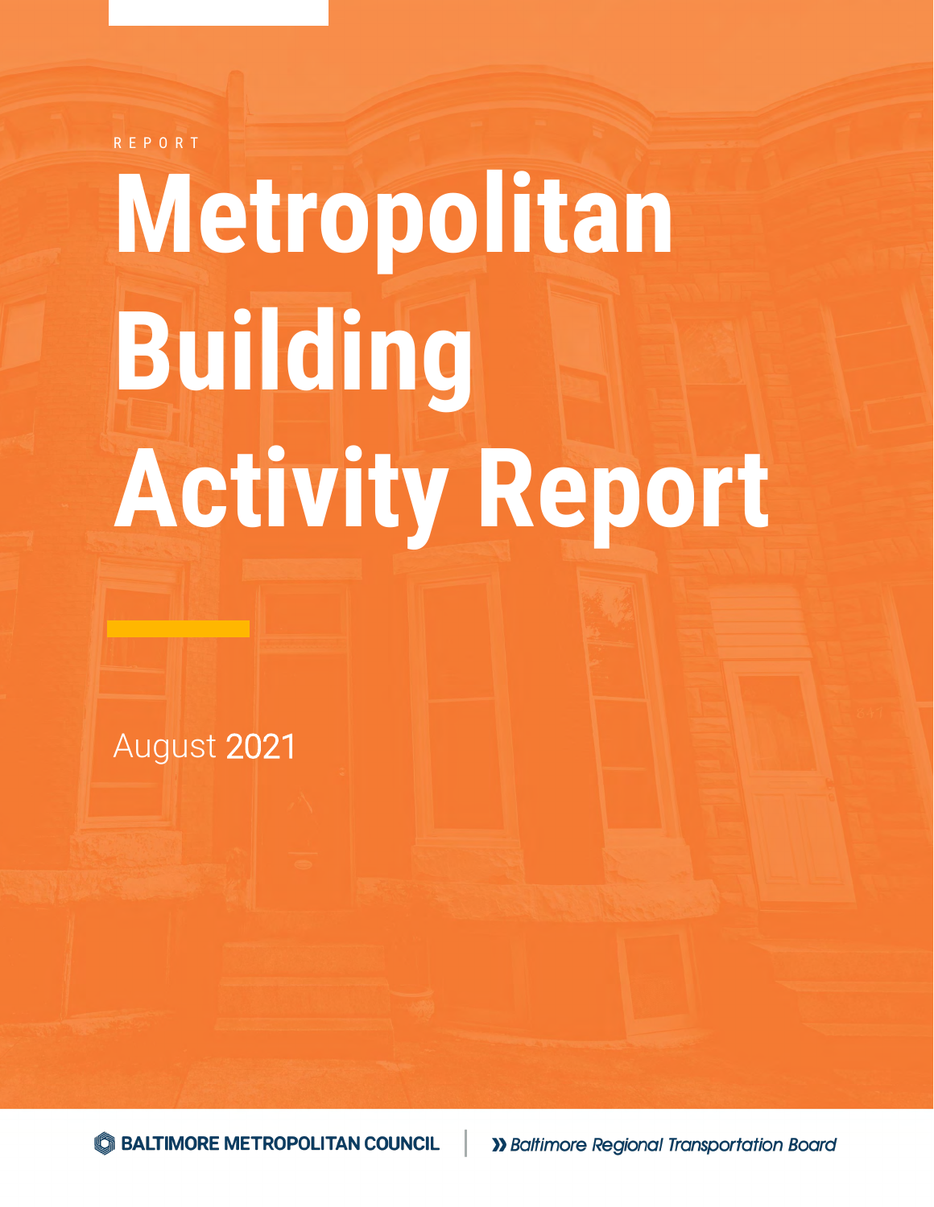REPORT

# Metropolitan Building Activity Report

August 2021

BALTIMORE METROPOLITAN COUNCIL | Baltimore Regional Transportation Board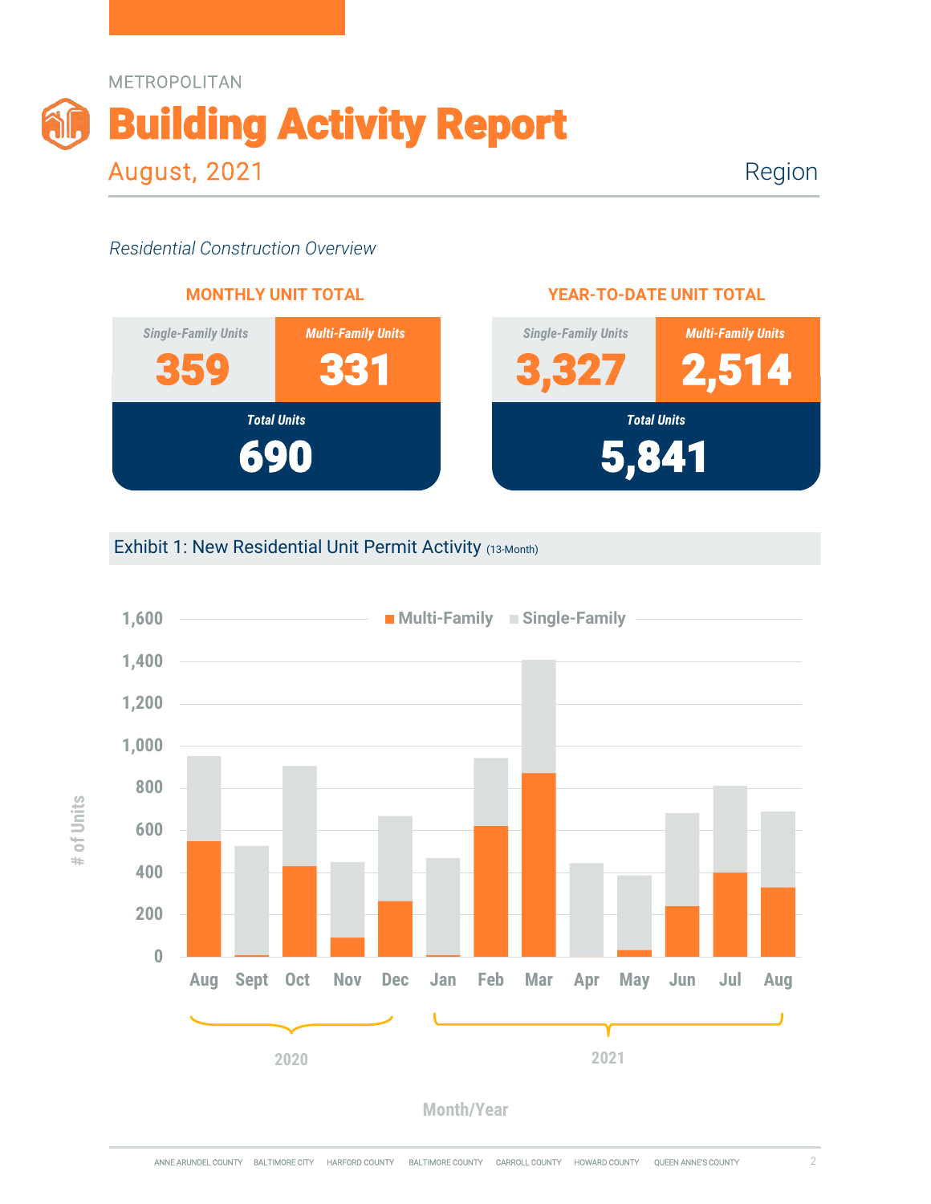METROPOLITAN

# Building Activity Report

August, 2021 — Region

*Residential Construction Overview*

## MONTHLY UNIT TOTAL

| Single-Family Units | Multi-Family Units |
|---|---|
| 359 | 331 |
| **Total Units** | |
| 690 | |

## YEAR-TO-DATE UNIT TOTAL

| Single-Family Units | Multi-Family Units |
|---|---|
| 3,327 | 2,514 |
| **Total Units** | |
| 5,841 | |

## Exhibit 1: New Residential Unit Permit Activity (13-Month)

Multi-Family | Single-Family

# of Units: 0, 200, 400, 600, 800, 1,000, 1,200, 1,400, 1,600

Aug, Sept, Oct, Nov, Dec (2020); Jan, Feb, Mar, Apr, May, Jun, Jul, Aug (2021)

Month/Year

ANNE ARUNDEL COUNTY BALTIMORE CITY HARFORD COUNTY BALTIMORE COUNTY CARROLL COUNTY HOWARD COUNTY QUEEN ANNE'S COUNTY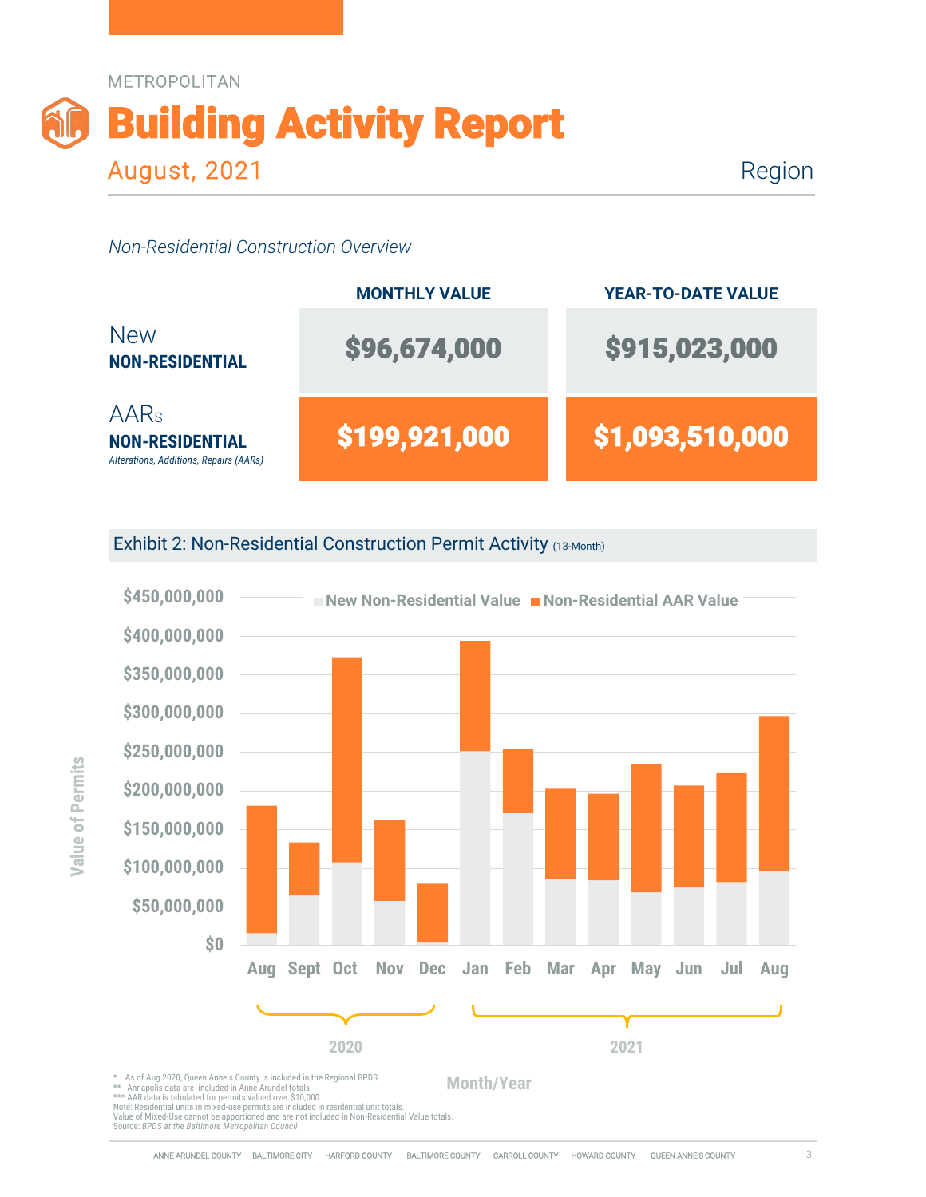METROPOLITAN

# Building Activity Report

August, 2021 — Region

*Non-Residential Construction Overview*

| | MONTHLY VALUE | YEAR-TO-DATE VALUE |
|---|---|---|
| New **NON-RESIDENTIAL** | $96,674,000 | $915,023,000 |
| AARs **NON-RESIDENTIAL** *Alterations, Additions, Repairs (AARs)* | $199,921,000 | $1,093,510,000 |

## Exhibit 2: Non-Residential Construction Permit Activity (13-Month)

New Non-Residential Value | Non-Residential AAR Value

Value of Permits: $0, $50,000,000, $100,000,000, $150,000,000, $200,000,000, $250,000,000, $300,000,000, $350,000,000, $400,000,000, $450,000,000

Month/Year: Aug, Sept, Oct, Nov, Dec (2020); Jan, Feb, Mar, Apr, May, Jun, Jul, Aug (2021)

\* As of Aug 2020, Queen Anne's County is included in the Regional BPDS
** Annapolis data are included in Anne Arundel totals
*** AAR data is tabulated for permits valued over $10,000.
Note: Residential units in mixed-use permits are included in residential unit totals.
Value of Mixed-Use cannot be apportioned and are not included in Non-Residential Value totals.
Source: *BPDS at the Baltimore Metropolitan Council*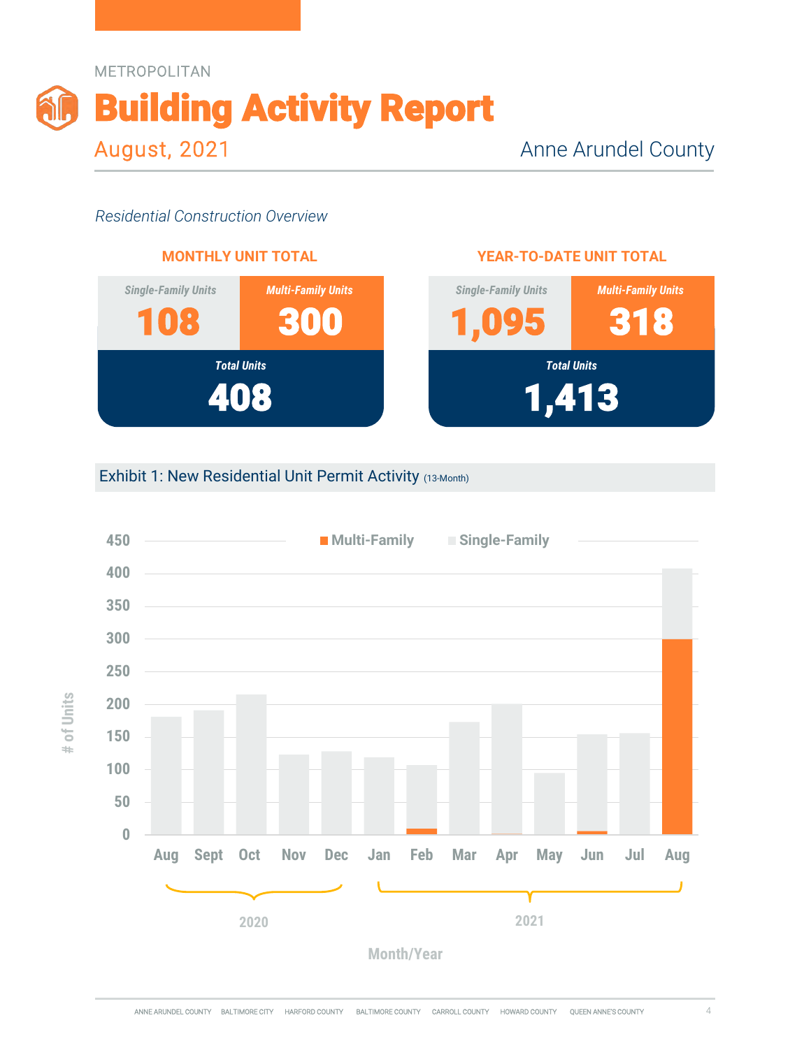METROPOLITAN

# Building Activity Report

August, 2021

Anne Arundel County

*Residential Construction Overview*

**MONTHLY UNIT TOTAL**

| Single-Family Units | Multi-Family Units |
|---|---|
| 108 | 300 |
| **Total Units** | |
| **408** | |

**YEAR-TO-DATE UNIT TOTAL**

| Single-Family Units | Multi-Family Units |
|---|---|
| 1,095 | 318 |
| **Total Units** | |
| **1,413** | |

## Exhibit 1: New Residential Unit Permit Activity (13-Month)

Chart legend: Multi-Family, Single-Family. Y-axis: # of Units (0–450). X-axis: Month/Year — Aug, Sept, Oct, Nov, Dec (2020); Jan, Feb, Mar, Apr, May, Jun, Jul, Aug (2021).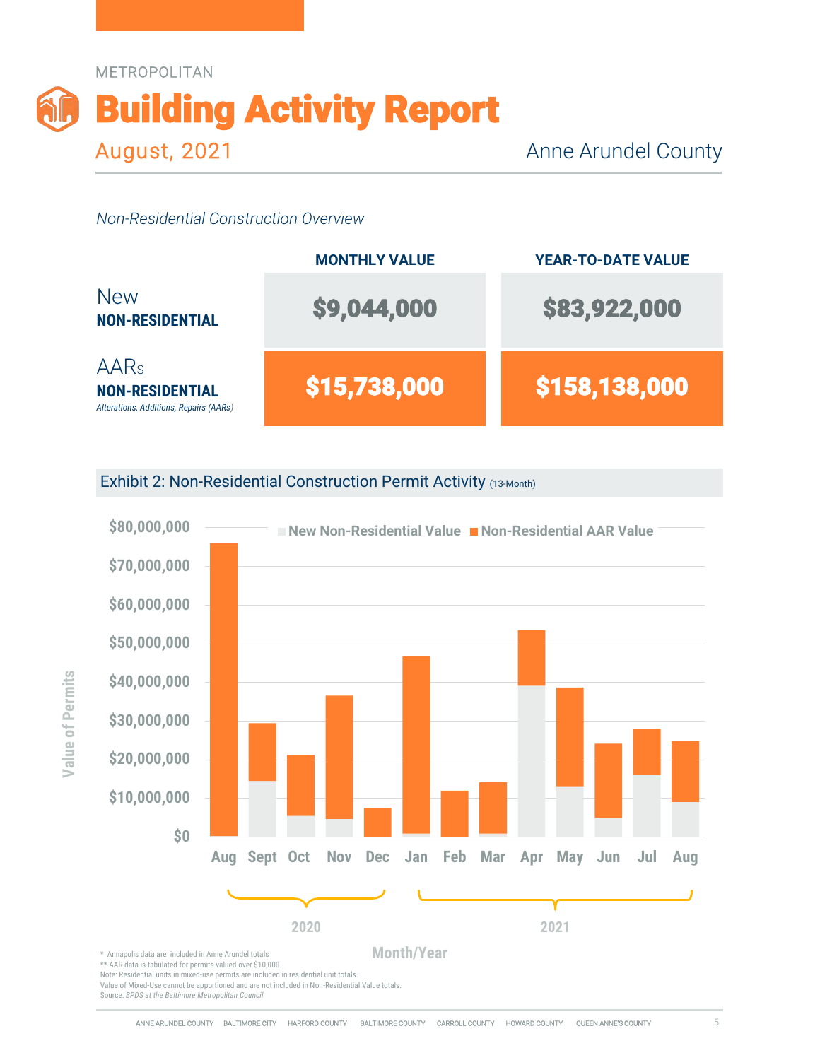METROPOLITAN

# Building Activity Report

August, 2021

Anne Arundel County

*Non-Residential Construction Overview*

| | MONTHLY VALUE | YEAR-TO-DATE VALUE |
|---|---|---|
| New **NON-RESIDENTIAL** | $9,044,000 | $83,922,000 |
| AARs **NON-RESIDENTIAL** *Alterations, Additions, Repairs (AARs)* | $15,738,000 | $158,138,000 |

## Exhibit 2: Non-Residential Construction Permit Activity (13-Month)

New Non-Residential Value | Non-Residential AAR Value

Value of Permits: $0 – $80,000,000

Month/Year: Aug, Sept, Oct, Nov, Dec (2020); Jan, Feb, Mar, Apr, May, Jun, Jul, Aug (2021)

\* Annapolis data are included in Anne Arundel totals
\*\* AAR data is tabulated for permits valued over $10,000.
Note: Residential units in mixed-use permits are included in residential unit totals.
Value of Mixed-Use cannot be apportioned and are not included in Non-Residential Value totals.
Source: *BPDS at the Baltimore Metropolitan Council*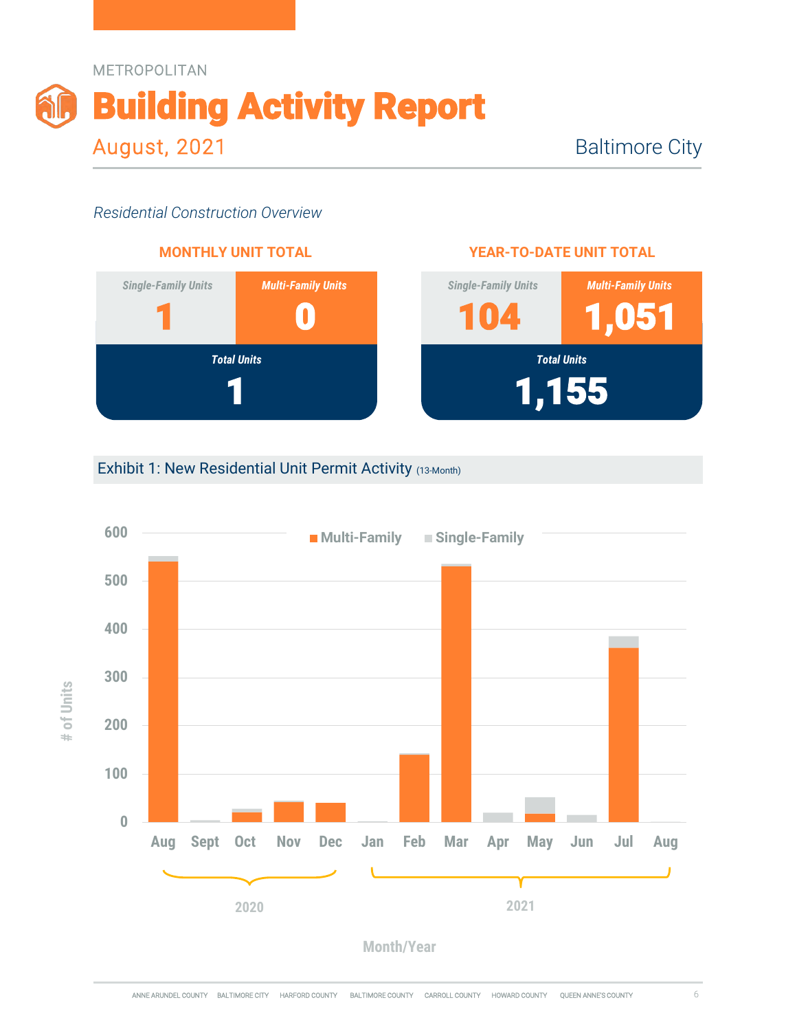METROPOLITAN

# Building Activity Report

August, 2021

Baltimore City

*Residential Construction Overview*

## MONTHLY UNIT TOTAL

| *Single-Family Units* | *Multi-Family Units* |
|---|---|
| 1 | 0 |
| ***Total Units*** | |
| **1** | |

## YEAR-TO-DATE UNIT TOTAL

| *Single-Family Units* | *Multi-Family Units* |
|---|---|
| 104 | 1,051 |
| ***Total Units*** | |
| **1,155** | |

## Exhibit 1: New Residential Unit Permit Activity (13-Month)

Multi-Family  Single-Family

# of Units: 0, 100, 200, 300, 400, 500, 600

Aug Sept Oct Nov Dec (2020) Jan Feb Mar Apr May Jun Jul Aug (2021)

Month/Year

ANNE ARUNDEL COUNTY BALTIMORE CITY HARFORD COUNTY BALTIMORE COUNTY CARROLL COUNTY HOWARD COUNTY QUEEN ANNE'S COUNTY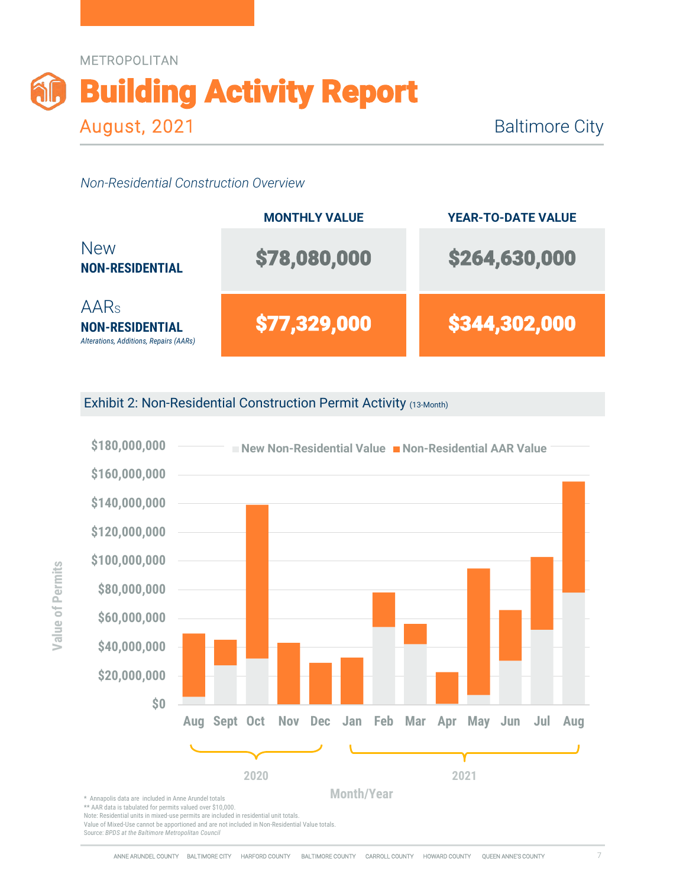METROPOLITAN

# Building Activity Report

August, 2021 — Baltimore City

*Non-Residential Construction Overview*

| | MONTHLY VALUE | YEAR-TO-DATE VALUE |
|---|---|---|
| New **NON-RESIDENTIAL** | $78,080,000 | $264,630,000 |
| AARs **NON-RESIDENTIAL** *Alterations, Additions, Repairs (AARs)* | $77,329,000 | $344,302,000 |

## Exhibit 2: Non-Residential Construction Permit Activity (13-Month)

\* Annapolis data are included in Anne Arundel totals
\*\* AAR data is tabulated for permits valued over $10,000.
Note: Residential units in mixed-use permits are included in residential unit totals.
Value of Mixed-Use cannot be apportioned and are not included in Non-Residential Value totals.
Source: *BPDS at the Baltimore Metropolitan Council*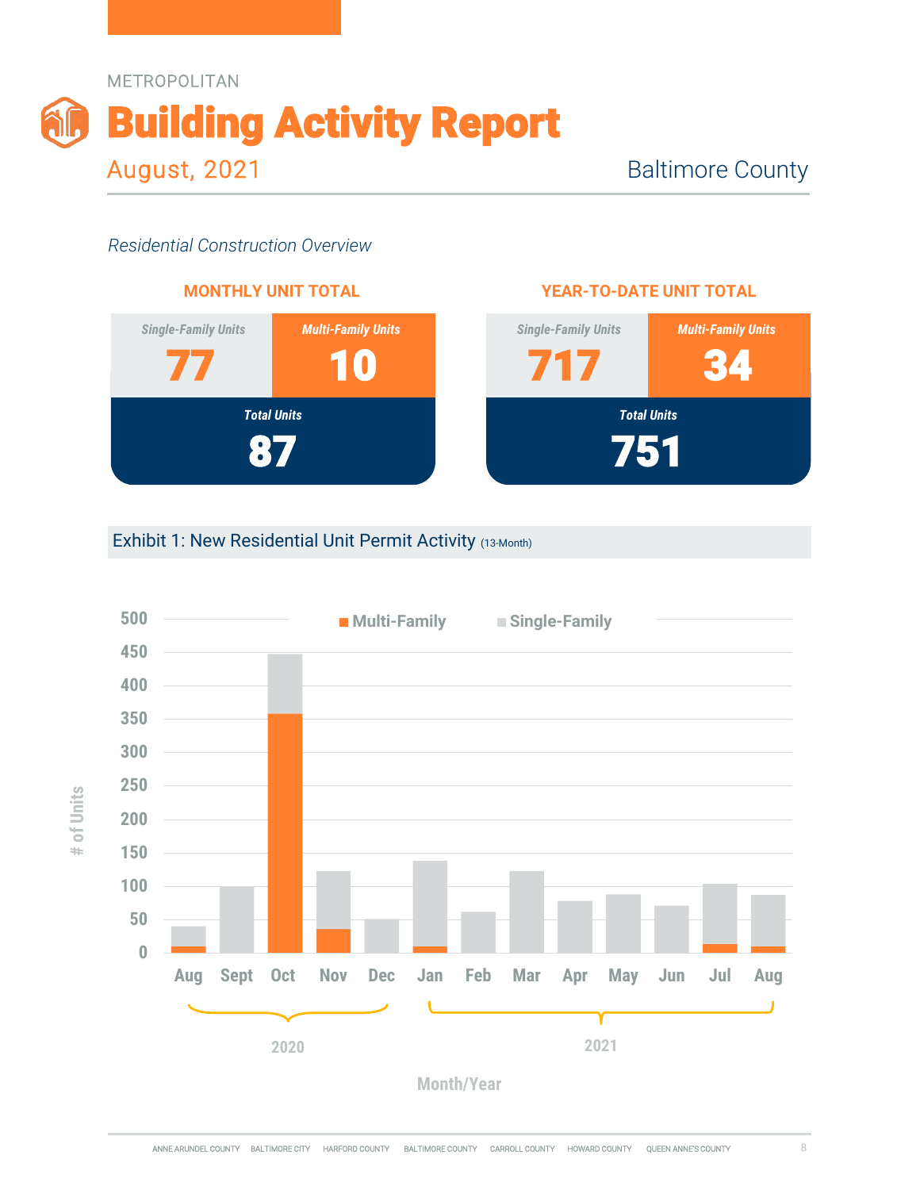METROPOLITAN

# Building Activity Report

August, 2021

Baltimore County

*Residential Construction Overview*

## MONTHLY UNIT TOTAL

| Single-Family Units | Multi-Family Units |
|---|---|
| 77 | 10 |
| **Total Units** | |
| 87 | |

## YEAR-TO-DATE UNIT TOTAL

| Single-Family Units | Multi-Family Units |
|---|---|
| 717 | 34 |
| **Total Units** | |
| 751 | |

## Exhibit 1: New Residential Unit Permit Activity (13-Month)

Legend: Multi-Family, Single-Family

Y-axis: # of Units (0–500)

X-axis: Month/Year — 2020: Aug, Sept, Oct, Nov, Dec; 2021: Jan, Feb, Mar, Apr, May, Jun, Jul, Aug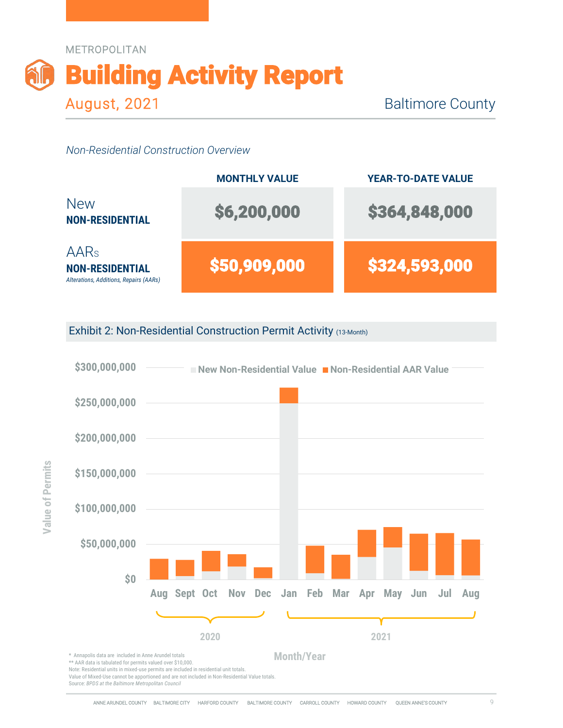METROPOLITAN

# Building Activity Report

August, 2021 — Baltimore County

*Non-Residential Construction Overview*

| | MONTHLY VALUE | YEAR-TO-DATE VALUE |
|---|---|---|
| New **NON-RESIDENTIAL** | $6,200,000 | $364,848,000 |
| AARs **NON-RESIDENTIAL** *Alterations, Additions, Repairs (AARs)* | $50,909,000 | $324,593,000 |

## Exhibit 2: Non-Residential Construction Permit Activity (13-Month)

New Non-Residential Value / Non-Residential AAR Value

Value of Permits: $0, $50,000,000, $100,000,000, $150,000,000, $200,000,000, $250,000,000, $300,000,000

Month/Year: Aug, Sept, Oct, Nov, Dec (2020); Jan, Feb, Mar, Apr, May, Jun, Jul, Aug (2021)

\* Annapolis data are included in Anne Arundel totals
** AAR data is tabulated for permits valued over $10,000.
Note: Residential units in mixed-use permits are included in residential unit totals.
Value of Mixed-Use cannot be apportioned and are not included in Non-Residential Value totals.
Source: *BPDS at the Baltimore Metropolitan Council*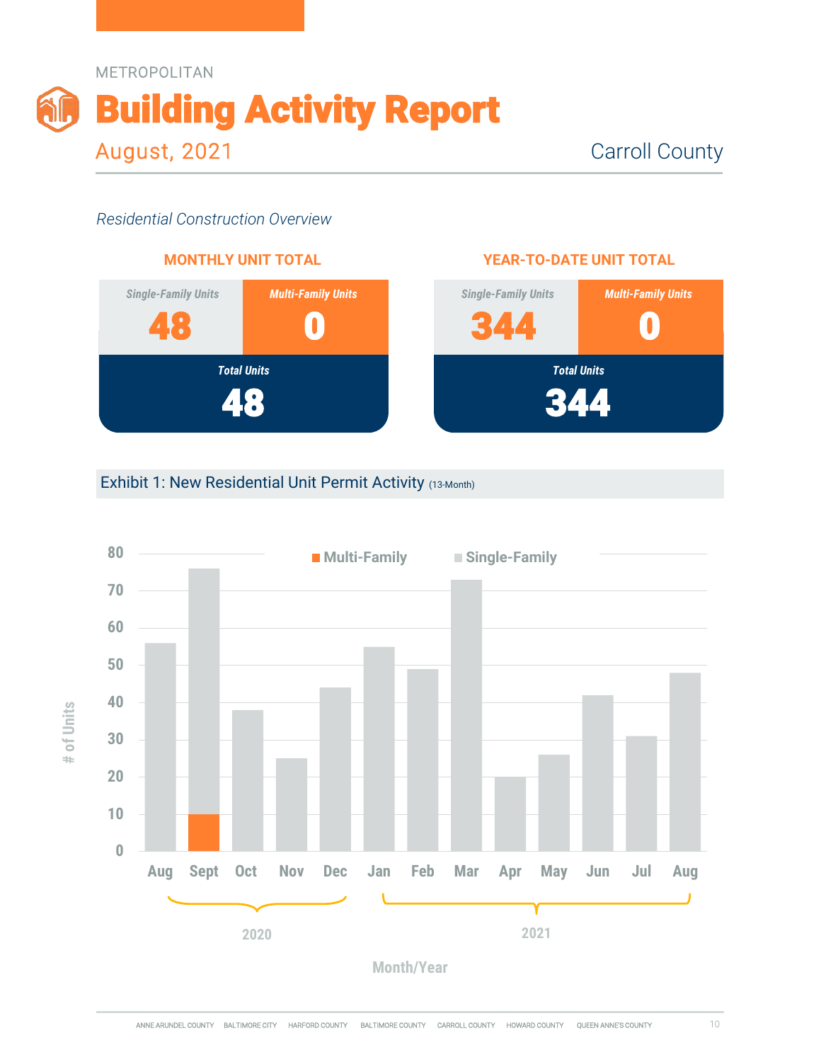METROPOLITAN

# Building Activity Report

August, 2021 | Carroll County

*Residential Construction Overview*

**MONTHLY UNIT TOTAL**

| *Single-Family Units* | *Multi-Family Units* |
|---|---|
| 48 | 0 |
| ***Total Units*** 48 | |

**YEAR-TO-DATE UNIT TOTAL**

| *Single-Family Units* | *Multi-Family Units* |
|---|---|
| 344 | 0 |
| ***Total Units*** 344 | |

## Exhibit 1: New Residential Unit Permit Activity (13-Month)

| Month/Year | Multi-Family | Single-Family |
|---|---|---|
| 2020 Aug | 0 | 56 |
| 2020 Sept | 10 | 66 |
| 2020 Oct | 0 | 38 |
| 2020 Nov | 0 | 25 |
| 2020 Dec | 0 | 44 |
| 2021 Jan | 0 | 55 |
| 2021 Feb | 0 | 49 |
| 2021 Mar | 0 | 73 |
| 2021 Apr | 0 | 20 |
| 2021 May | 0 | 26 |
| 2021 Jun | 0 | 42 |
| 2021 Jul | 0 | 31 |
| 2021 Aug | 0 | 48 |

ANNE ARUNDEL COUNTY BALTIMORE CITY HARFORD COUNTY BALTIMORE COUNTY CARROLL COUNTY HOWARD COUNTY QUEEN ANNE'S COUNTY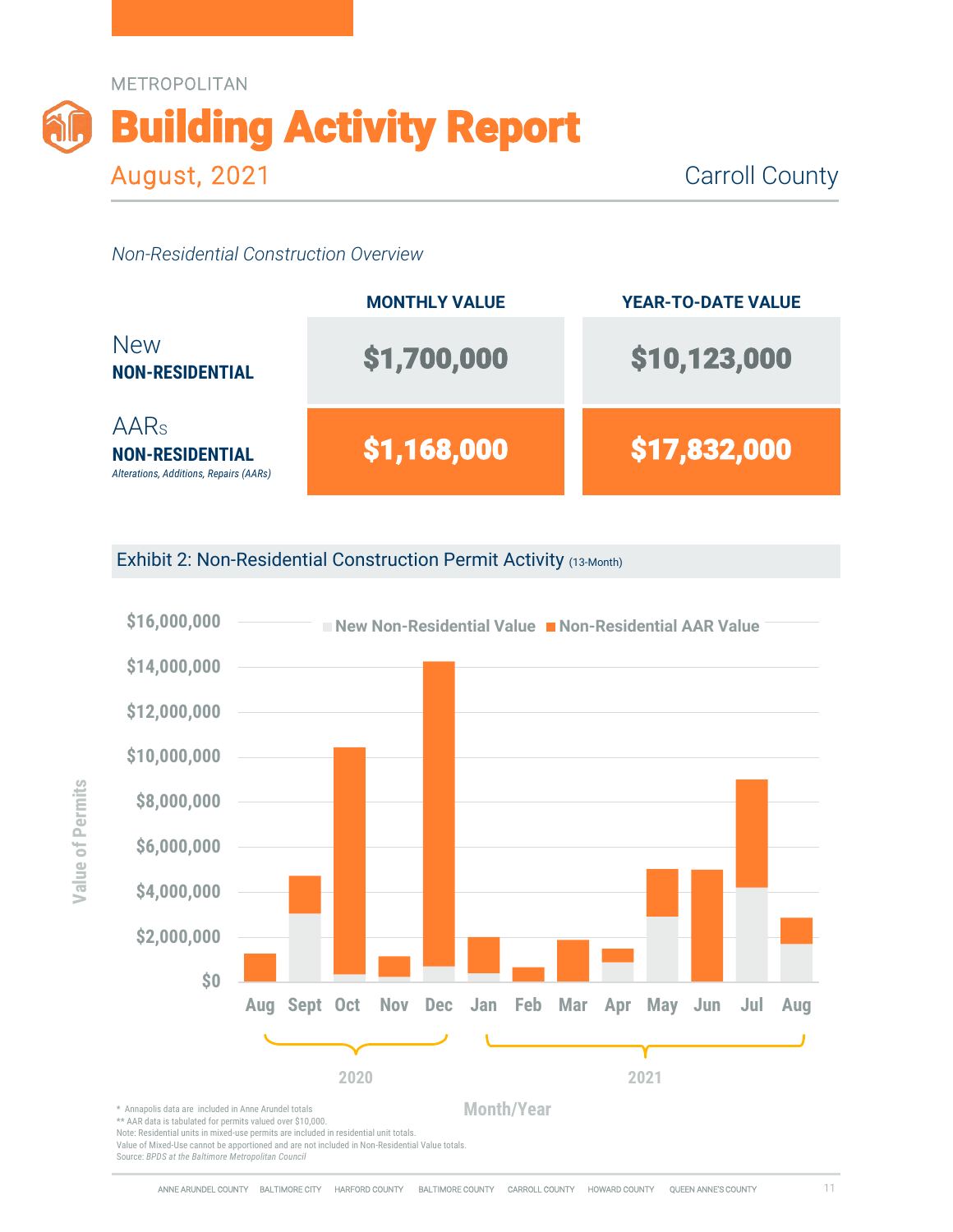METROPOLITAN

# Building Activity Report

August, 2021

Carroll County

*Non-Residential Construction Overview*

| | MONTHLY VALUE | YEAR-TO-DATE VALUE |
|---|---|---|
| New **NON-RESIDENTIAL** | $1,700,000 | $10,123,000 |
| AARs **NON-RESIDENTIAL** *Alterations, Additions, Repairs (AARs)* | $1,168,000 | $17,832,000 |

## Exhibit 2: Non-Residential Construction Permit Activity (13-Month)

\* Annapolis data are included in Anne Arundel totals
\*\* AAR data is tabulated for permits valued over $10,000.
Note: Residential units in mixed-use permits are included in residential unit totals.
Value of Mixed-Use cannot be apportioned and are not included in Non-Residential Value totals.
Source: *BPDS at the Baltimore Metropolitan Council*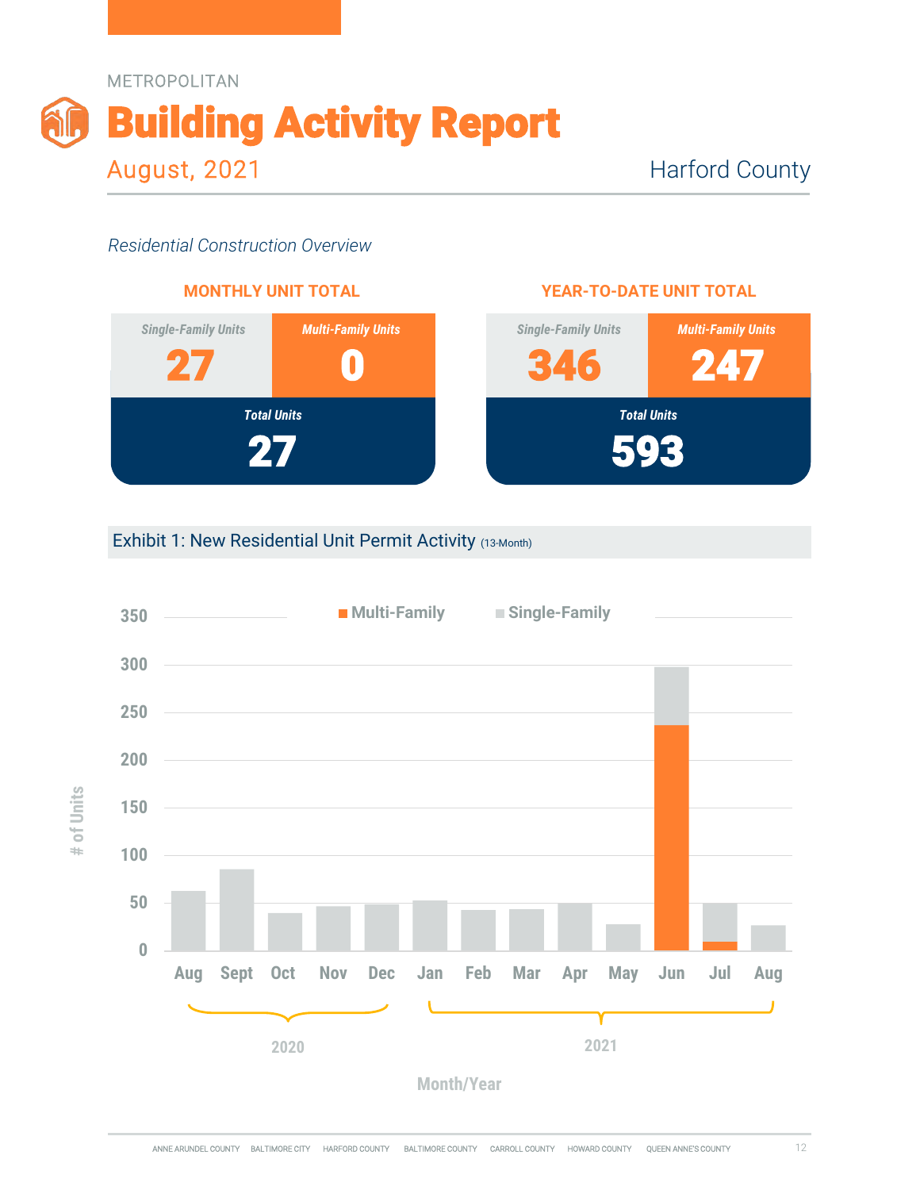METROPOLITAN

# Building Activity Report

August, 2021

Harford County

*Residential Construction Overview*

## MONTHLY UNIT TOTAL

| *Single-Family Units* | *Multi-Family Units* |
|---|---|
| **27** | **0** |
| ***Total Units*** | |
| **27** | |

## YEAR-TO-DATE UNIT TOTAL

| *Single-Family Units* | *Multi-Family Units* |
|---|---|
| **346** | **247** |
| ***Total Units*** | |
| **593** | |

## Exhibit 1: New Residential Unit Permit Activity (13-Month)

Multi-Family | Single-Family

# of Units: 0, 50, 100, 150, 200, 250, 300, 350

Aug, Sept, Oct, Nov, Dec (2020); Jan, Feb, Mar, Apr, May, Jun, Jul, Aug (2021)

Month/Year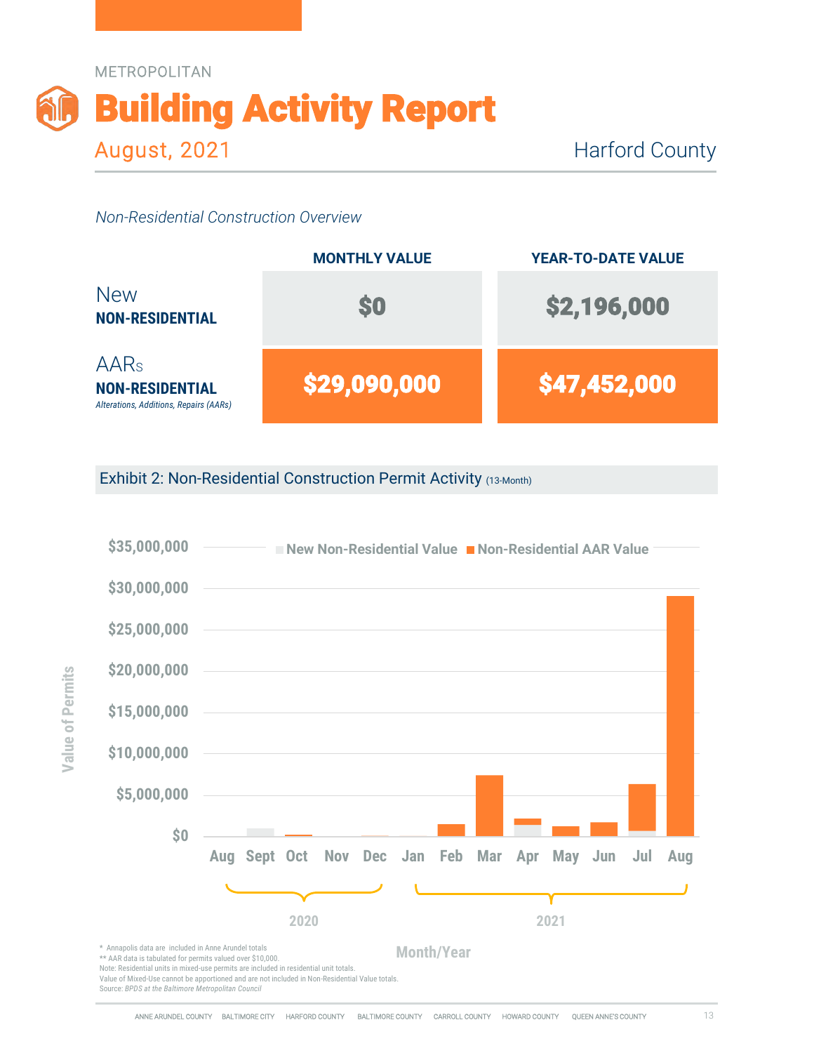METROPOLITAN

# Building Activity Report

August, 2021

Harford County

*Non-Residential Construction Overview*

| | MONTHLY VALUE | YEAR-TO-DATE VALUE |
|---|---|---|
| New **NON-RESIDENTIAL** | $0 | $2,196,000 |
| AARs **NON-RESIDENTIAL** *Alterations, Additions, Repairs (AARs)* | $29,090,000 | $47,452,000 |

## Exhibit 2: Non-Residential Construction Permit Activity (13-Month)

New Non-Residential Value | Non-Residential AAR Value

Value of Permits: $0, $5,000,000, $10,000,000, $15,000,000, $20,000,000, $25,000,000, $30,000,000, $35,000,000

Month/Year: Aug, Sept, Oct, Nov, Dec (2020); Jan, Feb, Mar, Apr, May, Jun, Jul, Aug (2021)

\* Annapolis data are included in Anne Arundel totals
\*\* AAR data is tabulated for permits valued over $10,000.
Note: Residential units in mixed-use permits are included in residential unit totals.
Value of Mixed-Use cannot be apportioned and are not included in Non-Residential Value totals.
Source: *BPDS at the Baltimore Metropolitan Council*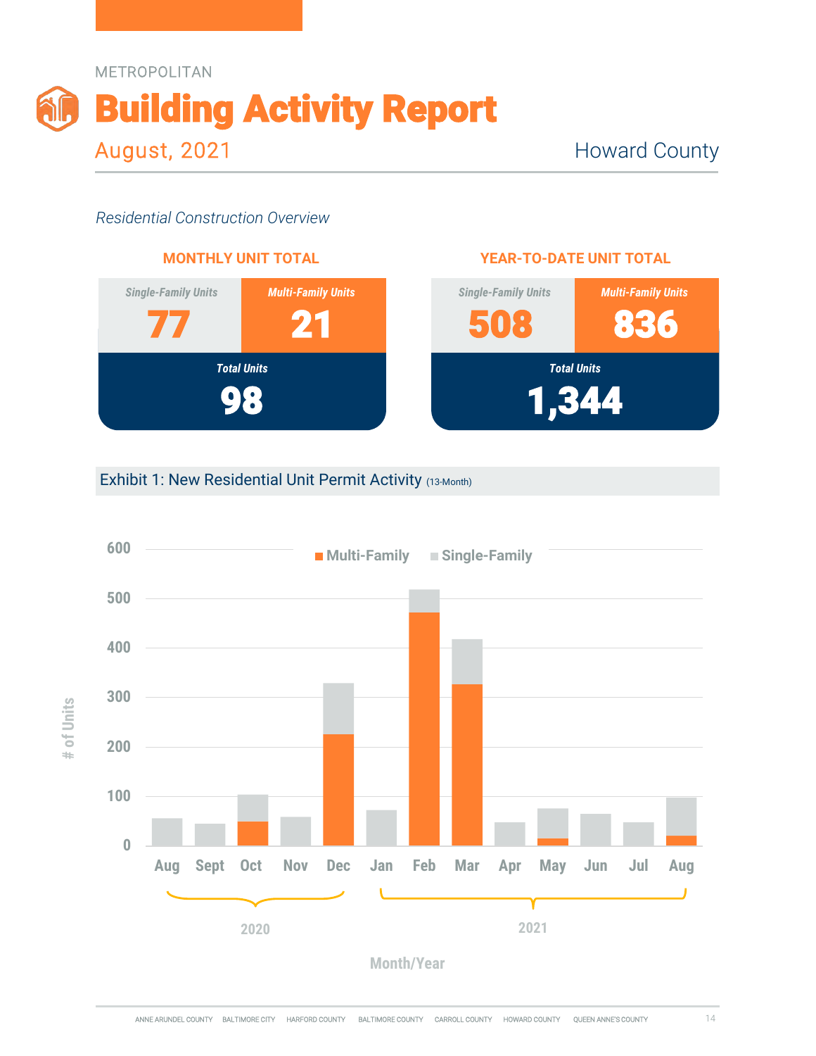METROPOLITAN

# Building Activity Report

August, 2021

Howard County

*Residential Construction Overview*

**MONTHLY UNIT TOTAL**

| *Single-Family Units* | *Multi-Family Units* |
|---|---|
| **77** | **21** |
| ***Total Units*** | |
| **98** | |

**YEAR-TO-DATE UNIT TOTAL**

| *Single-Family Units* | *Multi-Family Units* |
|---|---|
| **508** | **836** |
| ***Total Units*** | |
| **1,344** | |

## Exhibit 1: New Residential Unit Permit Activity (13-Month)

Multi-Family ■ Single-Family ■

# of Units: 0, 100, 200, 300, 400, 500, 600

Aug, Sept, Oct, Nov, Dec (2020); Jan, Feb, Mar, Apr, May, Jun, Jul, Aug (2021)

Month/Year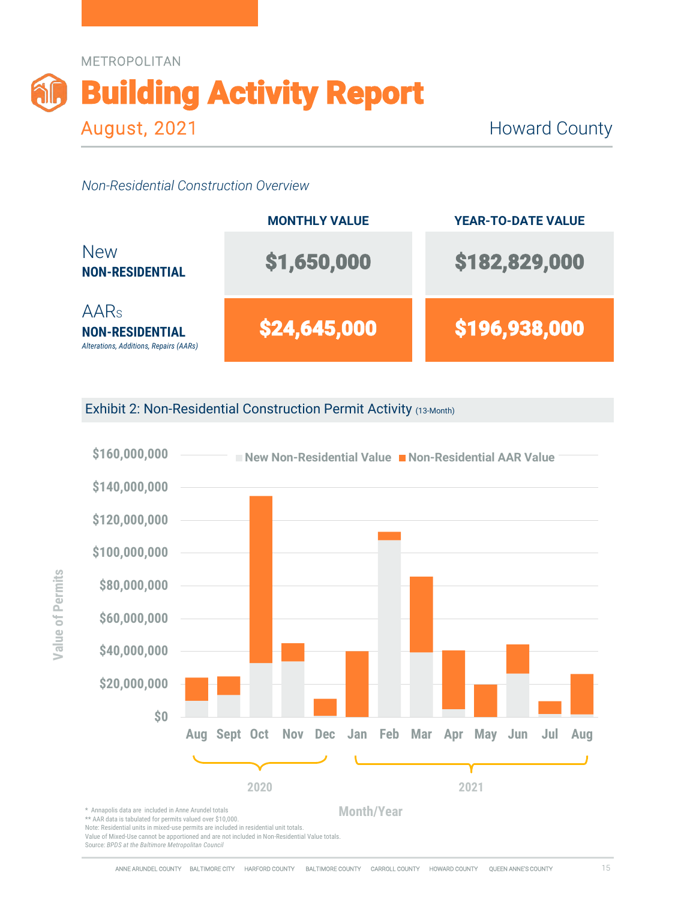METROPOLITAN

# Building Activity Report

## August, 2021

Howard County

*Non-Residential Construction Overview*

| | MONTHLY VALUE | YEAR-TO-DATE VALUE |
|---|---|---|
| New **NON-RESIDENTIAL** | $1,650,000 | $182,829,000 |
| AARs **NON-RESIDENTIAL** *Alterations, Additions, Repairs (AARs)* | $24,645,000 | $196,938,000 |

### Exhibit 2: Non-Residential Construction Permit Activity (13-Month)

Legend: New Non-Residential Value; Non-Residential AAR Value

Y-axis: Value of Permits ($0 – $160,000,000)

X-axis: Month/Year — 2020: Aug, Sept, Oct, Nov, Dec; 2021: Jan, Feb, Mar, Apr, May, Jun, Jul, Aug

\* Annapolis data are included in Anne Arundel totals
\*\* AAR data is tabulated for permits valued over $10,000.
Note: Residential units in mixed-use permits are included in residential unit totals.
Value of Mixed-Use cannot be apportioned and are not included in Non-Residential Value totals.
Source: *BPDS at the Baltimore Metropolitan Council*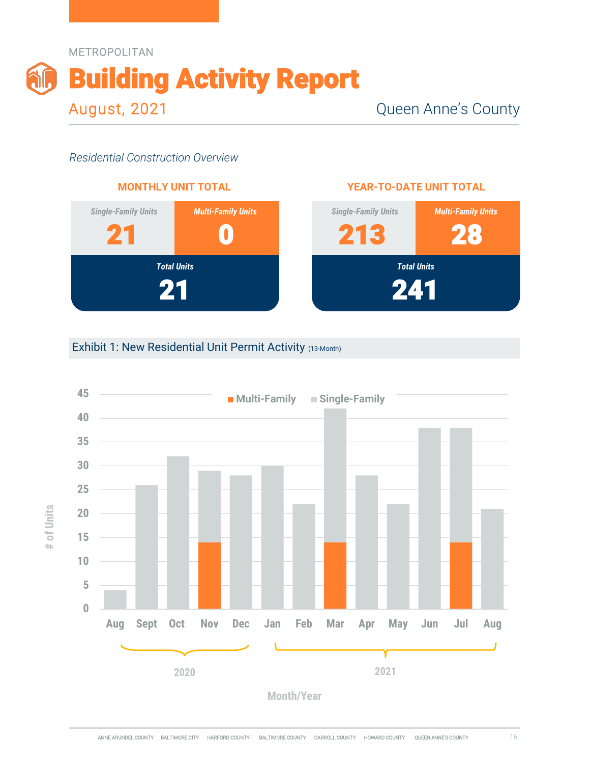METROPOLITAN

# Building Activity Report

August, 2021

Queen Anne's County

*Residential Construction Overview*

**MONTHLY UNIT TOTAL**

| *Single-Family Units* | *Multi-Family Units* |
|---|---|
| 21 | 0 |
| *Total Units* | |
| 21 | |

**YEAR-TO-DATE UNIT TOTAL**

| *Single-Family Units* | *Multi-Family Units* |
|---|---|
| 213 | 28 |
| *Total Units* | |
| 241 | |

Exhibit 1: New Residential Unit Permit Activity (13-Month)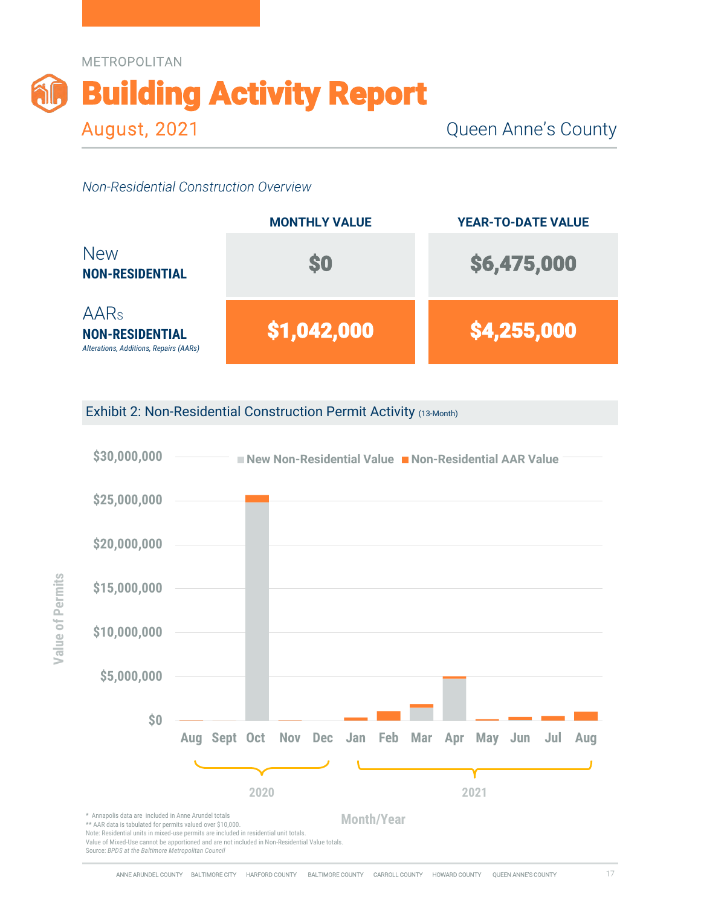METROPOLITAN

# Building Activity Report

## August, 2021

Queen Anne's County

*Non-Residential Construction Overview*

| | MONTHLY VALUE | YEAR-TO-DATE VALUE |
|---|---|---|
| New **NON-RESIDENTIAL** | $0 | $6,475,000 |
| AARs **NON-RESIDENTIAL** *Alterations, Additions, Repairs (AARs)* | $1,042,000 | $4,255,000 |

### Exhibit 2: Non-Residential Construction Permit Activity (13-Month)

\* Annapolis data are included in Anne Arundel totals
\*\* AAR data is tabulated for permits valued over $10,000.
Note: Residential units in mixed-use permits are included in residential unit totals.
Value of Mixed-Use cannot be apportioned and are not included in Non-Residential Value totals.
Source: *BPDS at the Baltimore Metropolitan Council*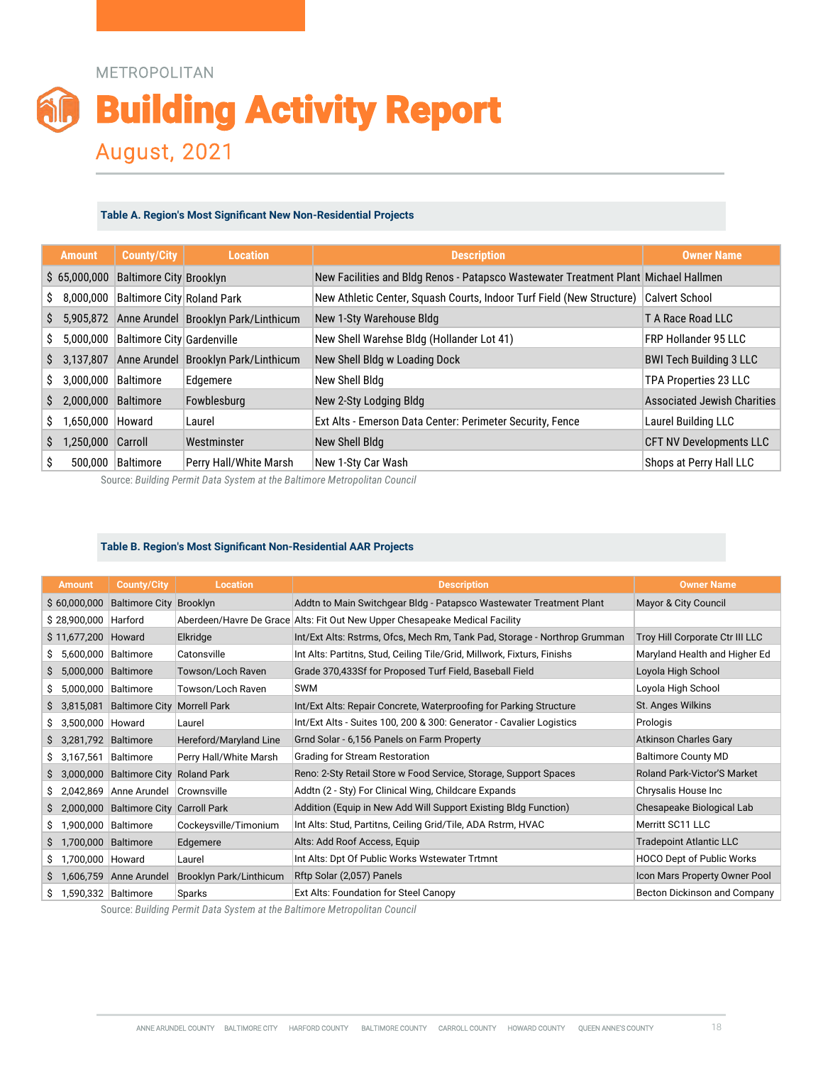METROPOLITAN

# Building Activity Report

## August, 2021

### Table A. Region's Most Significant New Non-Residential Projects

| Amount | County/City | Location | Description | Owner Name |
|---|---|---|---|---|
| $ 65,000,000 | Baltimore City | Brooklyn | New Facilities and Bldg Renos - Patapsco Wastewater Treatment Plant | Michael Hallmen |
| $ 8,000,000 | Baltimore City | Roland Park | New Athletic Center, Squash Courts, Indoor Turf Field (New Structure) | Calvert School |
| $ 5,905,872 | Anne Arundel | Brooklyn Park/Linthicum | New 1-Sty Warehouse Bldg | T A Race Road LLC |
| $ 5,000,000 | Baltimore City | Gardenville | New Shell Warehse Bldg (Hollander Lot 41) | FRP Hollander 95 LLC |
| $ 3,137,807 | Anne Arundel | Brooklyn Park/Linthicum | New Shell Bldg w Loading Dock | BWI Tech Building 3 LLC |
| $ 3,000,000 | Baltimore | Edgemere | New Shell Bldg | TPA Properties 23 LLC |
| $ 2,000,000 | Baltimore | Fowblesburg | New 2-Sty Lodging Bldg | Associated Jewish Charities |
| $ 1,650,000 | Howard | Laurel | Ext Alts - Emerson Data Center: Perimeter Security, Fence | Laurel Building LLC |
| $ 1,250,000 | Carroll | Westminster | New Shell Bldg | CFT NV Developments LLC |
| $ 500,000 | Baltimore | Perry Hall/White Marsh | New 1-Sty Car Wash | Shops at Perry Hall LLC |

Source: *Building Permit Data System at the Baltimore Metropolitan Council*

### Table B. Region's Most Significant Non-Residential AAR Projects

| Amount | County/City | Location | Description | Owner Name |
|---|---|---|---|---|
| $ 60,000,000 | Baltimore City | Brooklyn | Addtn to Main Switchgear Bldg - Patapsco Wastewater Treatment Plant | Mayor & City Council |
| $ 28,900,000 | Harford | Aberdeen/Havre De Grace | Alts: Fit Out New Upper Chesapeake Medical Facility | |
| $ 11,677,200 | Howard | Elkridge | Int/Ext Alts: Rstrms, Ofcs, Mech Rm, Tank Pad, Storage - Northrop Grumman | Troy Hill Corporate Ctr III LLC |
| $ 5,600,000 | Baltimore | Catonsville | Int Alts: Partitns, Stud, Ceiling Tile/Grid, Millwork, Fixtures, Finishs | Maryland Health and Higher Ed |
| $ 5,000,000 | Baltimore | Towson/Loch Raven | Grade 370,433Sf for Proposed Turf Field, Baseball Field | Loyola High School |
| $ 5,000,000 | Baltimore | Towson/Loch Raven | SWM | Loyola High School |
| $ 3,815,081 | Baltimore City | Morrell Park | Int/Ext Alts: Repair Concrete, Waterproofing for Parking Structure | St. Anges Wilkins |
| $ 3,500,000 | Howard | Laurel | Int/Ext Alts - Suites 100, 200 & 300: Generator - Cavalier Logistics | Prologis |
| $ 3,281,792 | Baltimore | Hereford/Maryland Line | Grnd Solar - 6,156 Panels on Farm Property | Atkinson Charles Gary |
| $ 3,167,561 | Baltimore | Perry Hall/White Marsh | Grading for Stream Restoration | Baltimore County MD |
| $ 3,000,000 | Baltimore City | Roland Park | Reno: 2-Sty Retail Store w Food Service, Storage, Support Spaces | Roland Park-Victor'S Market |
| $ 2,042,869 | Anne Arundel | Crownsville | Addtn (2 - Sty) For Clinical Wing, Childcare Expands | Chrysalis House Inc |
| $ 2,000,000 | Baltimore City | Carroll Park | Addition (Equip in New Add Will Support Existing Bldg Function) | Chesapeake Biological Lab |
| $ 1,900,000 | Baltimore | Cockeysville/Timonium | Int Alts: Stud, Partitns, Ceiling Grid/Tile, ADA Rstrm, HVAC | Merritt SC11 LLC |
| $ 1,700,000 | Baltimore | Edgemere | Alts: Add Roof Access, Equip | Tradepoint Atlantic LLC |
| $ 1,700,000 | Howard | Laurel | Int Alts: Dpt Of Public Works Wstewater Trtmnt | HOCO Dept of Public Works |
| $ 1,606,759 | Anne Arundel | Brooklyn Park/Linthicum | Rftp Solar (2,057) Panels | Icon Mars Property Owner Pool |
| $ 1,590,332 | Baltimore | Sparks | Ext Alts: Foundation for Steel Canopy | Becton Dickinson and Company |

Source: *Building Permit Data System at the Baltimore Metropolitan Council*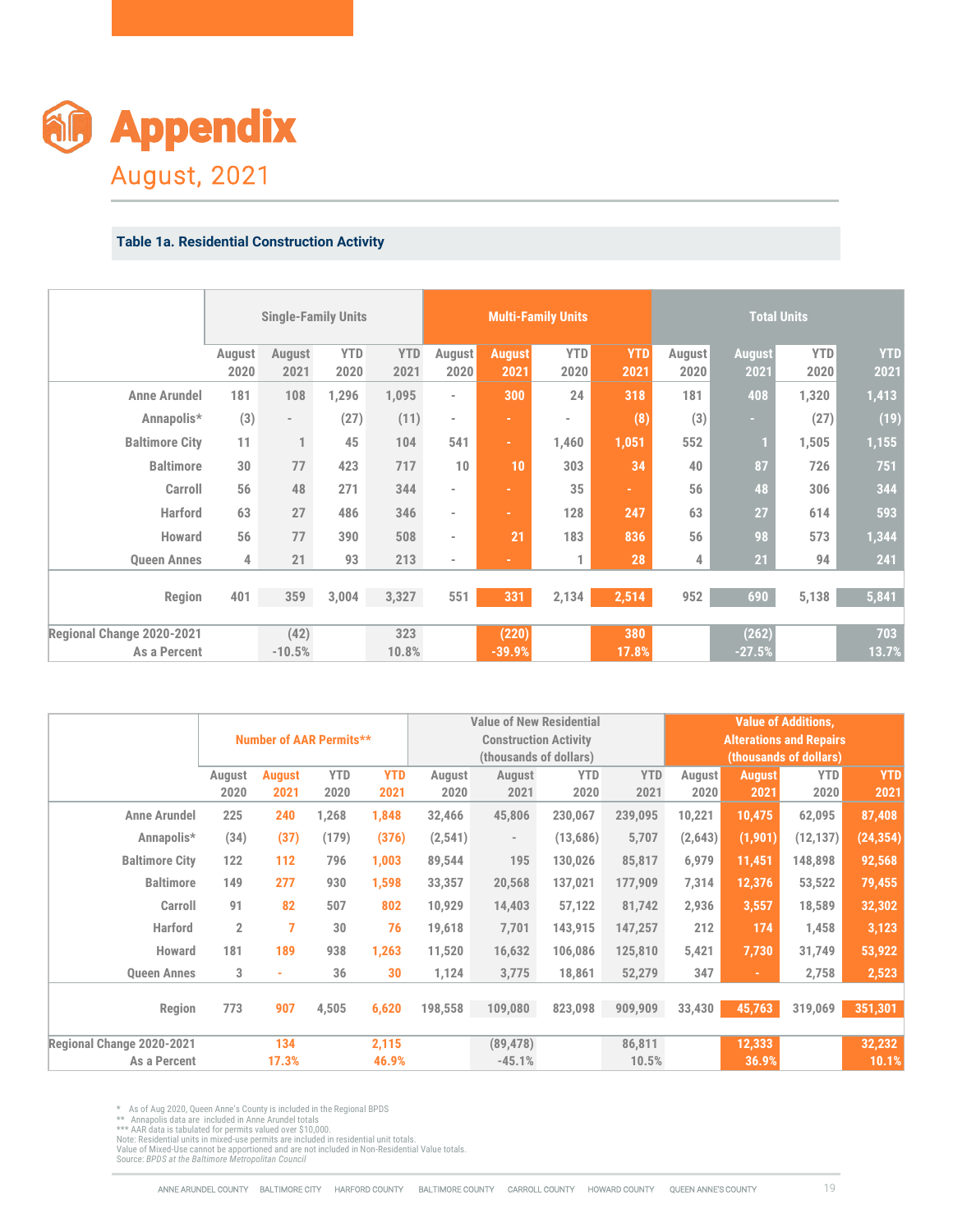# Appendix

August, 2021

### Table 1a. Residential Construction Activity

| | Single-Family Units | | | | Multi-Family Units | | | | Total Units | | | |
|---|---|---|---|---|---|---|---|---|---|---|---|---|
| | August 2020 | August 2021 | YTD 2020 | YTD 2021 | August 2020 | August 2021 | YTD 2020 | YTD 2021 | August 2020 | August 2021 | YTD 2020 | YTD 2021 |
| Anne Arundel | 181 | 108 | 1,296 | 1,095 | - | 300 | 24 | 318 | 181 | 408 | 1,320 | 1,413 |
| Annapolis* | (3) | - | (27) | (11) | - | - | - | (8) | (3) | - | (27) | (19) |
| Baltimore City | 11 | 1 | 45 | 104 | 541 | - | 1,460 | 1,051 | 552 | 1 | 1,505 | 1,155 |
| Baltimore | 30 | 77 | 423 | 717 | 10 | 10 | 303 | 34 | 40 | 87 | 726 | 751 |
| Carroll | 56 | 48 | 271 | 344 | - | - | 35 | - | 56 | 48 | 306 | 344 |
| Harford | 63 | 27 | 486 | 346 | - | - | 128 | 247 | 63 | 27 | 614 | 593 |
| Howard | 56 | 77 | 390 | 508 | - | 21 | 183 | 836 | 56 | 98 | 573 | 1,344 |
| Queen Annes | 4 | 21 | 93 | 213 | - | - | 1 | 28 | 4 | 21 | 94 | 241 |
| Region | 401 | 359 | 3,004 | 3,327 | 551 | 331 | 2,134 | 2,514 | 952 | 690 | 5,138 | 5,841 |
| Regional Change 2020-2021 | | (42) | | 323 | | (220) | | 380 | | (262) | | 703 |
| As a Percent | | -10.5% | | 10.8% | | -39.9% | | 17.8% | | -27.5% | | 13.7% |

| | Number of AAR Permits** | | | | Value of New Residential Construction Activity (thousands of dollars) | | | | Value of Additions, Alterations and Repairs (thousands of dollars) | | | |
|---|---|---|---|---|---|---|---|---|---|---|---|---|
| | August 2020 | August 2021 | YTD 2020 | YTD 2021 | August 2020 | August 2021 | YTD 2020 | YTD 2021 | August 2020 | August 2021 | YTD 2020 | YTD 2021 |
| Anne Arundel | 225 | 240 | 1,268 | 1,848 | 32,466 | 45,806 | 230,067 | 239,095 | 10,221 | 10,475 | 62,095 | 87,408 |
| Annapolis* | (34) | (37) | (179) | (376) | (2,541) | - | (13,686) | 5,707 | (2,643) | (1,901) | (12,137) | (24,354) |
| Baltimore City | 122 | 112 | 796 | 1,003 | 89,544 | 195 | 130,026 | 85,817 | 6,979 | 11,451 | 148,898 | 92,568 |
| Baltimore | 149 | 277 | 930 | 1,598 | 33,357 | 20,568 | 137,021 | 177,909 | 7,314 | 12,376 | 53,522 | 79,455 |
| Carroll | 91 | 82 | 507 | 802 | 10,929 | 14,403 | 57,122 | 81,742 | 2,936 | 3,557 | 18,589 | 32,302 |
| Harford | 2 | 7 | 30 | 76 | 19,618 | 7,701 | 143,915 | 147,257 | 212 | 174 | 1,458 | 3,123 |
| Howard | 181 | 189 | 938 | 1,263 | 11,520 | 16,632 | 106,086 | 125,810 | 5,421 | 7,730 | 31,749 | 53,922 |
| Queen Annes | 3 | - | 36 | 30 | 1,124 | 3,775 | 18,861 | 52,279 | 347 | - | 2,758 | 2,523 |
| Region | 773 | 907 | 4,505 | 6,620 | 198,558 | 109,080 | 823,098 | 909,909 | 33,430 | 45,763 | 319,069 | 351,301 |
| Regional Change 2020-2021 | | 134 | | 2,115 | | (89,478) | | 86,811 | | 12,333 | | 32,232 |
| As a Percent | | 17.3% | | 46.9% | | -45.1% | | 10.5% | | 36.9% | | 10.1% |

\* As of Aug 2020, Queen Anne's County is included in the Regional BPDS
** Annapolis data are included in Anne Arundel totals
*** AAR data is tabulated for permits valued over $10,000.
Note: Residential units in mixed-use permits are included in residential unit totals.
Value of Mixed-Use cannot be apportioned and are not included in Non-Residential Value totals.
Source: *BPDS at the Baltimore Metropolitan Council*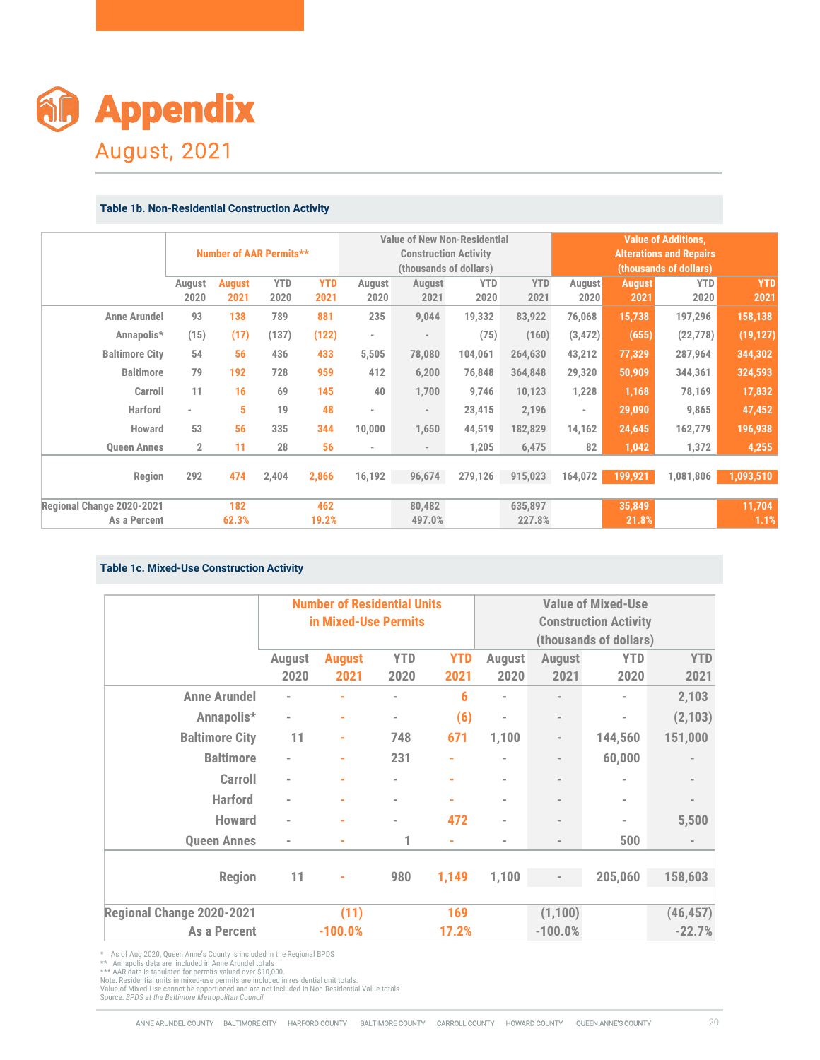# Appendix

August, 2021

### Table 1b. Non-Residential Construction Activity

| | Number of AAR Permits** | | | | Value of New Non-Residential Construction Activity (thousands of dollars) | | | | Value of Additions, Alterations and Repairs (thousands of dollars) | | | |
|---|---|---|---|---|---|---|---|---|---|---|---|---|
| | August 2020 | August 2021 | YTD 2020 | YTD 2021 | August 2020 | August 2021 | YTD 2020 | YTD 2021 | August 2020 | August 2021 | YTD 2020 | YTD 2021 |
| Anne Arundel | 93 | 138 | 789 | 881 | 235 | 9,044 | 19,332 | 83,922 | 76,068 | 15,738 | 197,296 | 158,138 |
| Annapolis* | (15) | (17) | (137) | (122) | - | - | (75) | (160) | (3,472) | (655) | (22,778) | (19,127) |
| Baltimore City | 54 | 56 | 436 | 433 | 5,505 | 78,080 | 104,061 | 264,630 | 43,212 | 77,329 | 287,964 | 344,302 |
| Baltimore | 79 | 192 | 728 | 959 | 412 | 6,200 | 76,848 | 364,848 | 29,320 | 50,909 | 344,361 | 324,593 |
| Carroll | 11 | 16 | 69 | 145 | 40 | 1,700 | 9,746 | 10,123 | 1,228 | 1,168 | 78,169 | 17,832 |
| Harford | - | 5 | 19 | 48 | - | - | 23,415 | 2,196 | - | 29,090 | 9,865 | 47,452 |
| Howard | 53 | 56 | 335 | 344 | 10,000 | 1,650 | 44,519 | 182,829 | 14,162 | 24,645 | 162,779 | 196,938 |
| Queen Annes | 2 | 11 | 28 | 56 | - | - | 1,205 | 6,475 | 82 | 1,042 | 1,372 | 4,255 |
| Region | 292 | 474 | 2,404 | 2,866 | 16,192 | 96,674 | 279,126 | 915,023 | 164,072 | 199,921 | 1,081,806 | 1,093,510 |
| Regional Change 2020-2021 | | 182 | | 462 | | 80,482 | | 635,897 | | 35,849 | | 11,704 |
| As a Percent | | 62.3% | | 19.2% | | 497.0% | | 227.8% | | 21.8% | | 1.1% |

### Table 1c. Mixed-Use Construction Activity

| | Number of Residential Units in Mixed-Use Permits | | | | Value of Mixed-Use Construction Activity (thousands of dollars) | | | |
|---|---|---|---|---|---|---|---|---|
| | August 2020 | August 2021 | YTD 2020 | YTD 2021 | August 2020 | August 2021 | YTD 2020 | YTD 2021 |
| Anne Arundel | - | - | - | 6 | - | - | - | 2,103 |
| Annapolis* | - | - | - | (6) | - | - | - | (2,103) |
| Baltimore City | 11 | - | 748 | 671 | 1,100 | - | 144,560 | 151,000 |
| Baltimore | - | - | 231 | - | - | - | 60,000 | - |
| Carroll | - | - | - | - | - | - | - | - |
| Harford | - | - | - | - | - | - | - | - |
| Howard | - | - | - | 472 | - | - | - | 5,500 |
| Queen Annes | - | - | 1 | - | - | - | 500 | - |
| Region | 11 | - | 980 | 1,149 | 1,100 | - | 205,060 | 158,603 |
| Regional Change 2020-2021 | | (11) | | 169 | | (1,100) | | (46,457) |
| As a Percent | | -100.0% | | 17.2% | | -100.0% | | -22.7% |

* As of Aug 2020, Queen Anne's County is included in the Regional BPDS
** Annapolis data are included in Anne Arundel totals
*** AAR data is tabulated for permits valued over $10,000.
Note: Residential units in mixed-use permits are included in residential unit totals.
Value of Mixed-Use cannot be apportioned and are not included in Non-Residential Value totals.
Source: *BPDS at the Baltimore Metropolitan Council*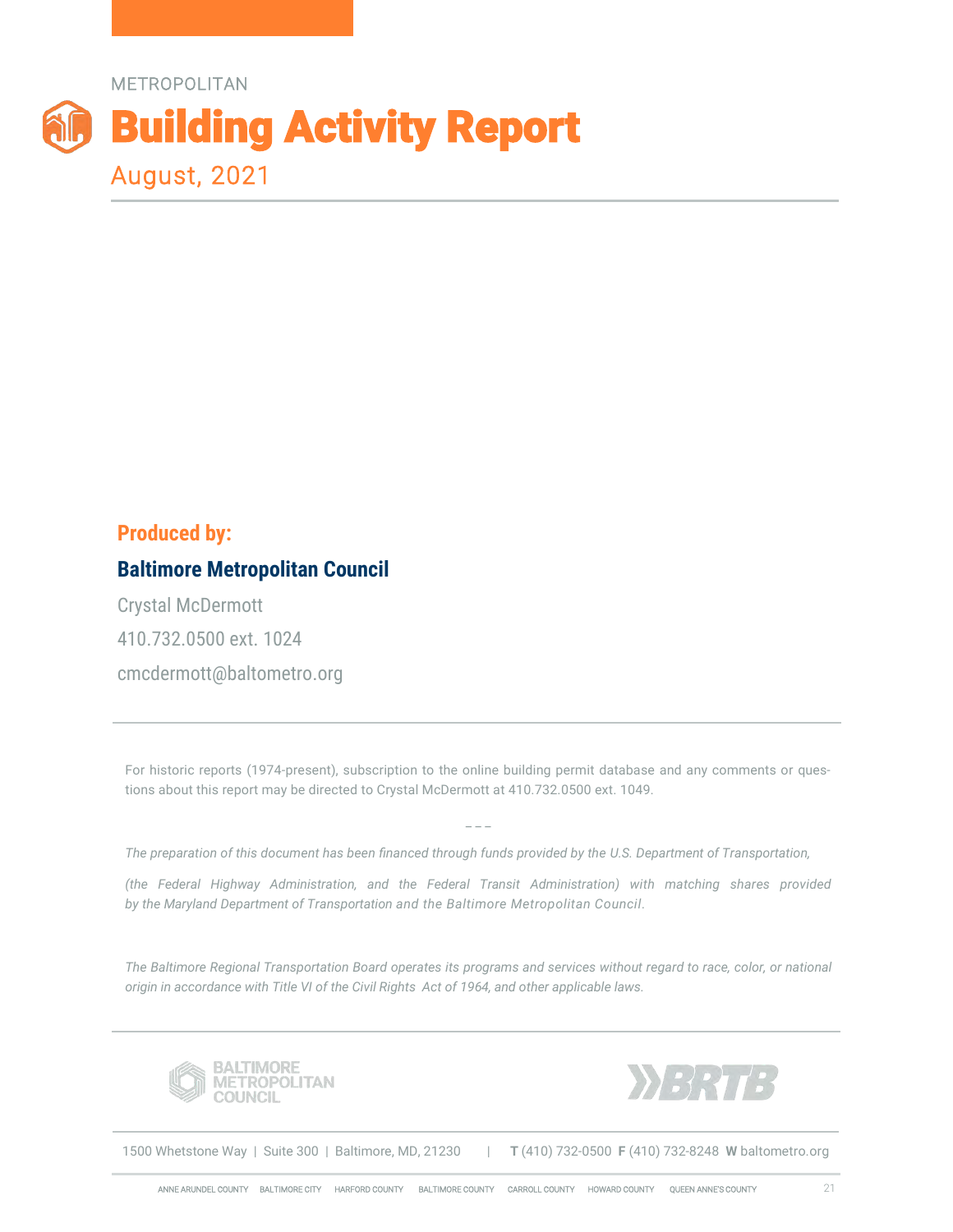METROPOLITAN

# Building Activity Report

August, 2021

**Produced by:**

**Baltimore Metropolitan Council**

Crystal McDermott

410.732.0500 ext. 1024

cmcdermott@baltometro.org

For historic reports (1974-present), subscription to the online building permit database and any comments or questions about this report may be directed to Crystal McDermott at 410.732.0500 ext. 1049.

– – –

*The preparation of this document has been financed through funds provided by the U.S. Department of Transportation,*

*(the Federal Highway Administration, and the Federal Transit Administration) with matching shares provided by the Maryland Department of Transportation and the Baltimore Metropolitan Council.*

*The Baltimore Regional Transportation Board operates its programs and services without regard to race, color, or national origin in accordance with Title VI of the Civil Rights Act of 1964, and other applicable laws.*

BALTIMORE METROPOLITAN COUNCIL

BRTB

1500 Whetstone Way | Suite 300 | Baltimore, MD, 21230 | **T** (410) 732-0500 **F** (410) 732-8248 **W** baltometro.org

ANNE ARUNDEL COUNTY BALTIMORE CITY HARFORD COUNTY BALTIMORE COUNTY CARROLL COUNTY HOWARD COUNTY QUEEN ANNE'S COUNTY